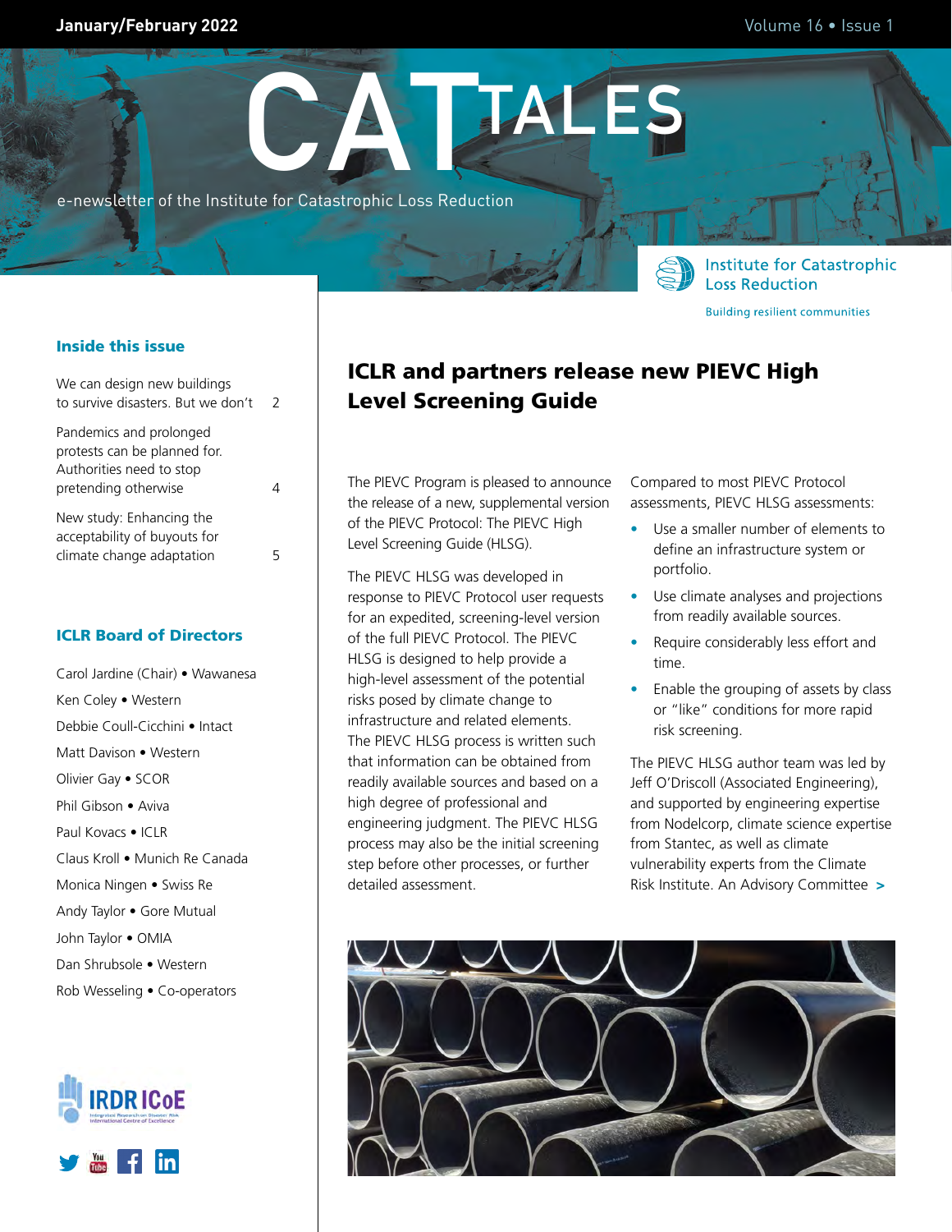# CAT TALES

e-newsletter of the Institute for Catastrophic Loss Reduction

Institute for Catastrophic Loss Reduction

Building resilient communities

### Inside this issue

We can design new buildings to survive disasters. But we don't 2

Pandemics and prolonged protests can be planned for. Authorities need to stop pretending otherwise 4

New study: Enhancing the acceptability of buyouts for climate change adaptation 5

### ICLR Board of Directors

Carol Jardine (Chair) • Wawanesa
Ken Coley • Western
Debbie Coull-Cicchini • Intact
Matt Davison • Western
Olivier Gay • SCOR
Phil Gibson • Aviva
Paul Kovacs • ICLR
Claus Kroll • Munich Re Canada
Monica Ningen • Swiss Re
Andy Taylor • Gore Mutual
John Taylor • OMIA
Dan Shrubsole • Western
Rob Wesseling • Co-operators

IRDR ICoE

## ICLR and partners release new PIEVC High Level Screening Guide

The PIEVC Program is pleased to announce the release of a new, supplemental version of the PIEVC Protocol: The PIEVC High Level Screening Guide (HLSG).

The PIEVC HLSG was developed in response to PIEVC Protocol user requests for an expedited, screening-level version of the full PIEVC Protocol. The PIEVC HLSG is designed to help provide a high-level assessment of the potential risks posed by climate change to infrastructure and related elements. The PIEVC HLSG process is written such that information can be obtained from readily available sources and based on a high degree of professional and engineering judgment. The PIEVC HLSG process may also be the initial screening step before other processes, or further detailed assessment.

Compared to most PIEVC Protocol assessments, PIEVC HLSG assessments:

- Use a smaller number of elements to define an infrastructure system or portfolio.
- Use climate analyses and projections from readily available sources.
- Require considerably less effort and time.
- Enable the grouping of assets by class or "like" conditions for more rapid risk screening.

The PIEVC HLSG author team was led by Jeff O'Driscoll (Associated Engineering), and supported by engineering expertise from Nodelcorp, climate science expertise from Stantec, as well as climate vulnerability experts from the Climate Risk Institute. An Advisory Committee >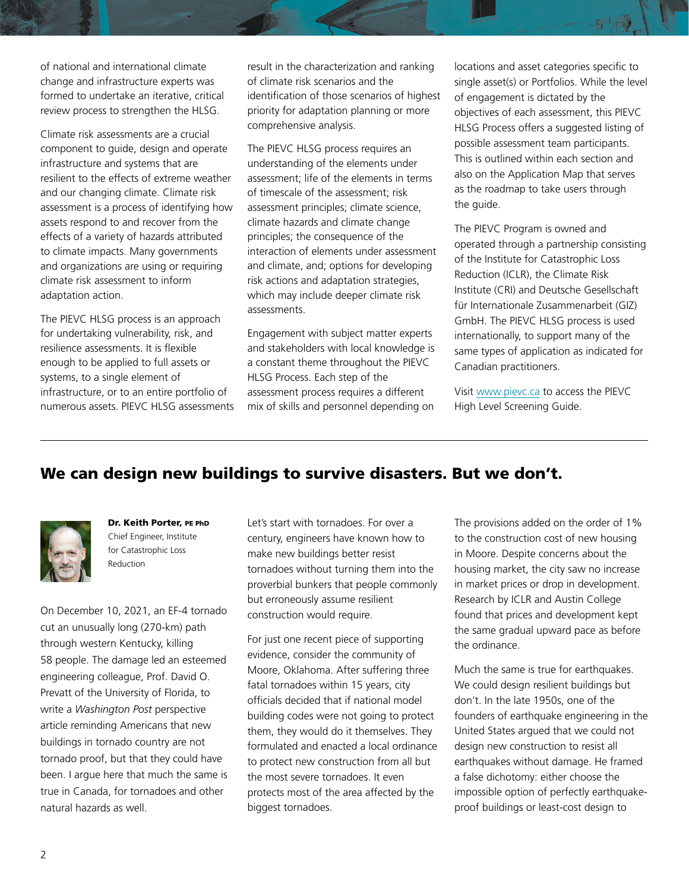of national and international climate change and infrastructure experts was formed to undertake an iterative, critical review process to strengthen the HLSG.

Climate risk assessments are a crucial component to guide, design and operate infrastructure and systems that are resilient to the effects of extreme weather and our changing climate. Climate risk assessment is a process of identifying how assets respond to and recover from the effects of a variety of hazards attributed to climate impacts. Many governments and organizations are using or requiring climate risk assessment to inform adaptation action.

The PIEVC HLSG process is an approach for undertaking vulnerability, risk, and resilience assessments. It is flexible enough to be applied to full assets or systems, to a single element of infrastructure, or to an entire portfolio of numerous assets. PIEVC HLSG assessments result in the characterization and ranking of climate risk scenarios and the identification of those scenarios of highest priority for adaptation planning or more comprehensive analysis.

The PIEVC HLSG process requires an understanding of the elements under assessment; life of the elements in terms of timescale of the assessment; risk assessment principles; climate science, climate hazards and climate change principles; the consequence of the interaction of elements under assessment and climate, and; options for developing risk actions and adaptation strategies, which may include deeper climate risk assessments.

Engagement with subject matter experts and stakeholders with local knowledge is a constant theme throughout the PIEVC HLSG Process. Each step of the assessment process requires a different mix of skills and personnel depending on locations and asset categories specific to single asset(s) or Portfolios. While the level of engagement is dictated by the objectives of each assessment, this PIEVC HLSG Process offers a suggested listing of possible assessment team participants. This is outlined within each section and also on the Application Map that serves as the roadmap to take users through the guide.

The PIEVC Program is owned and operated through a partnership consisting of the Institute for Catastrophic Loss Reduction (ICLR), the Climate Risk Institute (CRI) and Deutsche Gesellschaft für Internationale Zusammenarbeit (GIZ) GmbH. The PIEVC HLSG process is used internationally, to support many of the same types of application as indicated for Canadian practitioners.

Visit www.pievc.ca to access the PIEVC High Level Screening Guide.

---

## We can design new buildings to survive disasters. But we don't.

**Dr. Keith Porter, PE PhD**
Chief Engineer, Institute for Catastrophic Loss Reduction

On December 10, 2021, an EF-4 tornado cut an unusually long (270-km) path through western Kentucky, killing 58 people. The damage led an esteemed engineering colleague, Prof. David O. Prevatt of the University of Florida, to write a *Washington Post* perspective article reminding Americans that new buildings in tornado country are not tornado proof, but that they could have been. I argue here that much the same is true in Canada, for tornadoes and other natural hazards as well.

Let's start with tornadoes. For over a century, engineers have known how to make new buildings better resist tornadoes without turning them into the proverbial bunkers that people commonly but erroneously assume resilient construction would require.

For just one recent piece of supporting evidence, consider the community of Moore, Oklahoma. After suffering three fatal tornadoes within 15 years, city officials decided that if national model building codes were not going to protect them, they would do it themselves. They formulated and enacted a local ordinance to protect new construction from all but the most severe tornadoes. It even protects most of the area affected by the biggest tornadoes.

The provisions added on the order of 1% to the construction cost of new housing in Moore. Despite concerns about the housing market, the city saw no increase in market prices or drop in development. Research by ICLR and Austin College found that prices and development kept the same gradual upward pace as before the ordinance.

Much the same is true for earthquakes. We could design resilient buildings but don't. In the late 1950s, one of the founders of earthquake engineering in the United States argued that we could not design new construction to resist all earthquakes without damage. He framed a false dichotomy: either choose the impossible option of perfectly earthquake-proof buildings or least-cost design to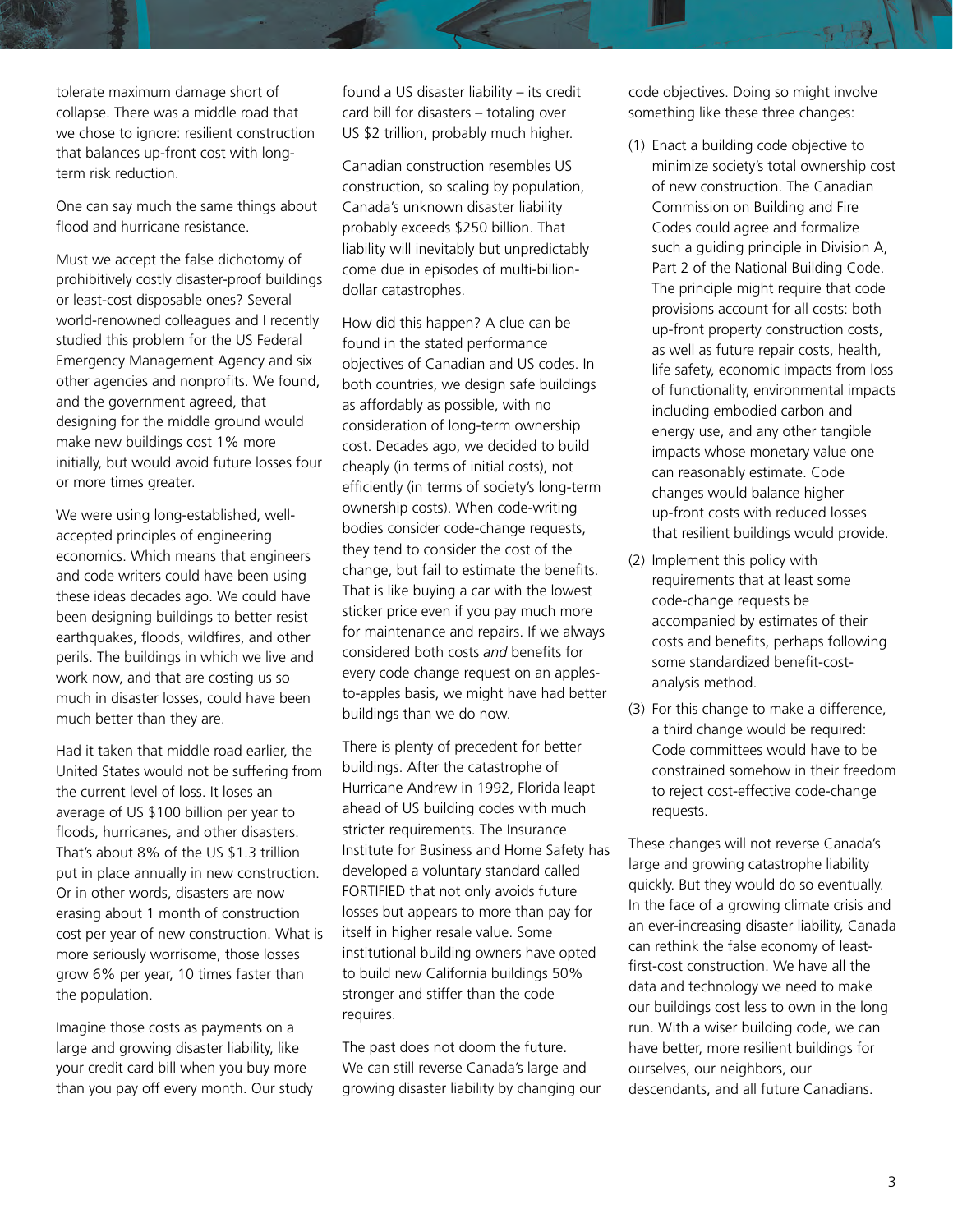tolerate maximum damage short of collapse. There was a middle road that we chose to ignore: resilient construction that balances up-front cost with long-term risk reduction.

One can say much the same things about flood and hurricane resistance.

Must we accept the false dichotomy of prohibitively costly disaster-proof buildings or least-cost disposable ones? Several world-renowned colleagues and I recently studied this problem for the US Federal Emergency Management Agency and six other agencies and nonprofits. We found, and the government agreed, that designing for the middle ground would make new buildings cost 1% more initially, but would avoid future losses four or more times greater.

We were using long-established, well-accepted principles of engineering economics. Which means that engineers and code writers could have been using these ideas decades ago. We could have been designing buildings to better resist earthquakes, floods, wildfires, and other perils. The buildings in which we live and work now, and that are costing us so much in disaster losses, could have been much better than they are.

Had it taken that middle road earlier, the United States would not be suffering from the current level of loss. It loses an average of US $100 billion per year to floods, hurricanes, and other disasters. That's about 8% of the US $1.3 trillion put in place annually in new construction. Or in other words, disasters are now erasing about 1 month of construction cost per year of new construction. What is more seriously worrisome, those losses grow 6% per year, 10 times faster than the population.

Imagine those costs as payments on a large and growing disaster liability, like your credit card bill when you buy more than you pay off every month. Our study found a US disaster liability – its credit card bill for disasters – totaling over US $2 trillion, probably much higher.

Canadian construction resembles US construction, so scaling by population, Canada's unknown disaster liability probably exceeds $250 billion. That liability will inevitably but unpredictably come due in episodes of multi-billion-dollar catastrophes.

How did this happen? A clue can be found in the stated performance objectives of Canadian and US codes. In both countries, we design safe buildings as affordably as possible, with no consideration of long-term ownership cost. Decades ago, we decided to build cheaply (in terms of initial costs), not efficiently (in terms of society's long-term ownership costs). When code-writing bodies consider code-change requests, they tend to consider the cost of the change, but fail to estimate the benefits. That is like buying a car with the lowest sticker price even if you pay much more for maintenance and repairs. If we always considered both costs *and* benefits for every code change request on an apples-to-apples basis, we might have had better buildings than we do now.

There is plenty of precedent for better buildings. After the catastrophe of Hurricane Andrew in 1992, Florida leapt ahead of US building codes with much stricter requirements. The Insurance Institute for Business and Home Safety has developed a voluntary standard called FORTIFIED that not only avoids future losses but appears to more than pay for itself in higher resale value. Some institutional building owners have opted to build new California buildings 50% stronger and stiffer than the code requires.

The past does not doom the future. We can still reverse Canada's large and growing disaster liability by changing our code objectives. Doing so might involve something like these three changes:

(1) Enact a building code objective to minimize society's total ownership cost of new construction. The Canadian Commission on Building and Fire Codes could agree and formalize such a guiding principle in Division A, Part 2 of the National Building Code. The principle might require that code provisions account for all costs: both up-front property construction costs, as well as future repair costs, health, life safety, economic impacts from loss of functionality, environmental impacts including embodied carbon and energy use, and any other tangible impacts whose monetary value one can reasonably estimate. Code changes would balance higher up-front costs with reduced losses that resilient buildings would provide.

(2) Implement this policy with requirements that at least some code-change requests be accompanied by estimates of their costs and benefits, perhaps following some standardized benefit-cost-analysis method.

(3) For this change to make a difference, a third change would be required: Code committees would have to be constrained somehow in their freedom to reject cost-effective code-change requests.

These changes will not reverse Canada's large and growing catastrophe liability quickly. But they would do so eventually. In the face of a growing climate crisis and an ever-increasing disaster liability, Canada can rethink the false economy of least-first-cost construction. We have all the data and technology we need to make our buildings cost less to own in the long run. With a wiser building code, we can have better, more resilient buildings for ourselves, our neighbors, our descendants, and all future Canadians.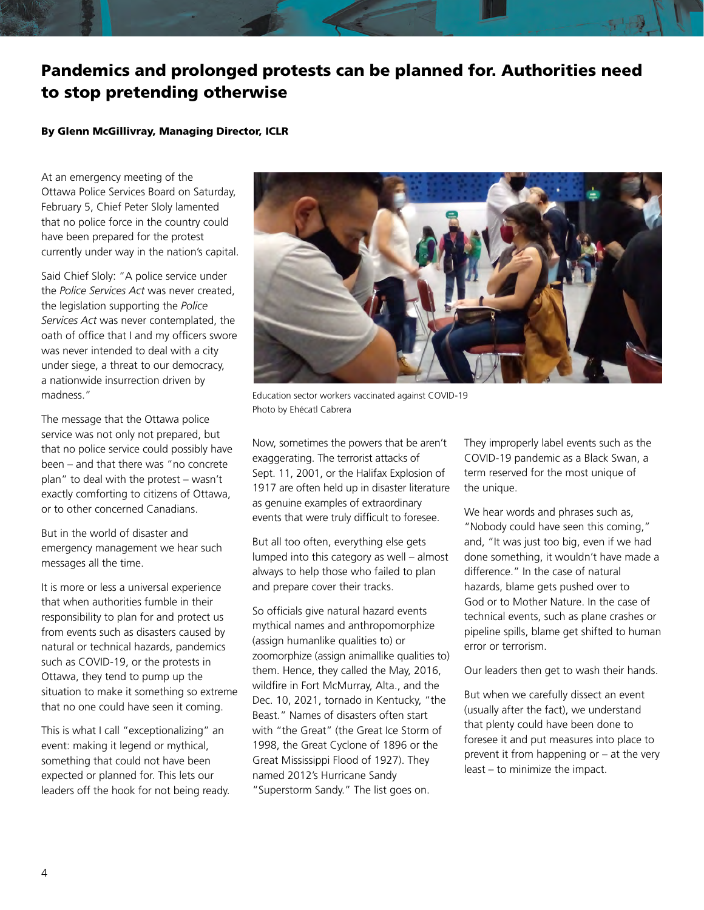# Pandemics and prolonged protests can be planned for. Authorities need to stop pretending otherwise

**By Glenn McGillivray, Managing Director, ICLR**

At an emergency meeting of the Ottawa Police Services Board on Saturday, February 5, Chief Peter Sloly lamented that no police force in the country could have been prepared for the protest currently under way in the nation's capital.

Said Chief Sloly: "A police service under the *Police Services Act* was never created, the legislation supporting the *Police Services Act* was never contemplated, the oath of office that I and my officers swore was never intended to deal with a city under siege, a threat to our democracy, a nationwide insurrection driven by madness."

The message that the Ottawa police service was not only not prepared, but that no police service could possibly have been – and that there was "no concrete plan" to deal with the protest – wasn't exactly comforting to citizens of Ottawa, or to other concerned Canadians.

But in the world of disaster and emergency management we hear such messages all the time.

It is more or less a universal experience that when authorities fumble in their responsibility to plan for and protect us from events such as disasters caused by natural or technical hazards, pandemics such as COVID-19, or the protests in Ottawa, they tend to pump up the situation to make it something so extreme that no one could have seen it coming.

This is what I call "exceptionalizing" an event: making it legend or mythical, something that could not have been expected or planned for. This lets our leaders off the hook for not being ready.

Education sector workers vaccinated against COVID-19
Photo by Ehécatl Cabrera

Now, sometimes the powers that be aren't exaggerating. The terrorist attacks of Sept. 11, 2001, or the Halifax Explosion of 1917 are often held up in disaster literature as genuine examples of extraordinary events that were truly difficult to foresee.

But all too often, everything else gets lumped into this category as well – almost always to help those who failed to plan and prepare cover their tracks.

So officials give natural hazard events mythical names and anthropomorphize (assign humanlike qualities to) or zoomorphize (assign animallike qualities to) them. Hence, they called the May, 2016, wildfire in Fort McMurray, Alta., and the Dec. 10, 2021, tornado in Kentucky, "the Beast." Names of disasters often start with "the Great" (the Great Ice Storm of 1998, the Great Cyclone of 1896 or the Great Mississippi Flood of 1927). They named 2012's Hurricane Sandy "Superstorm Sandy." The list goes on.

They improperly label events such as the COVID-19 pandemic as a Black Swan, a term reserved for the most unique of the unique.

We hear words and phrases such as, "Nobody could have seen this coming," and, "It was just too big, even if we had done something, it wouldn't have made a difference." In the case of natural hazards, blame gets pushed over to God or to Mother Nature. In the case of technical events, such as plane crashes or pipeline spills, blame get shifted to human error or terrorism.

Our leaders then get to wash their hands.

But when we carefully dissect an event (usually after the fact), we understand that plenty could have been done to foresee it and put measures into place to prevent it from happening or – at the very least – to minimize the impact.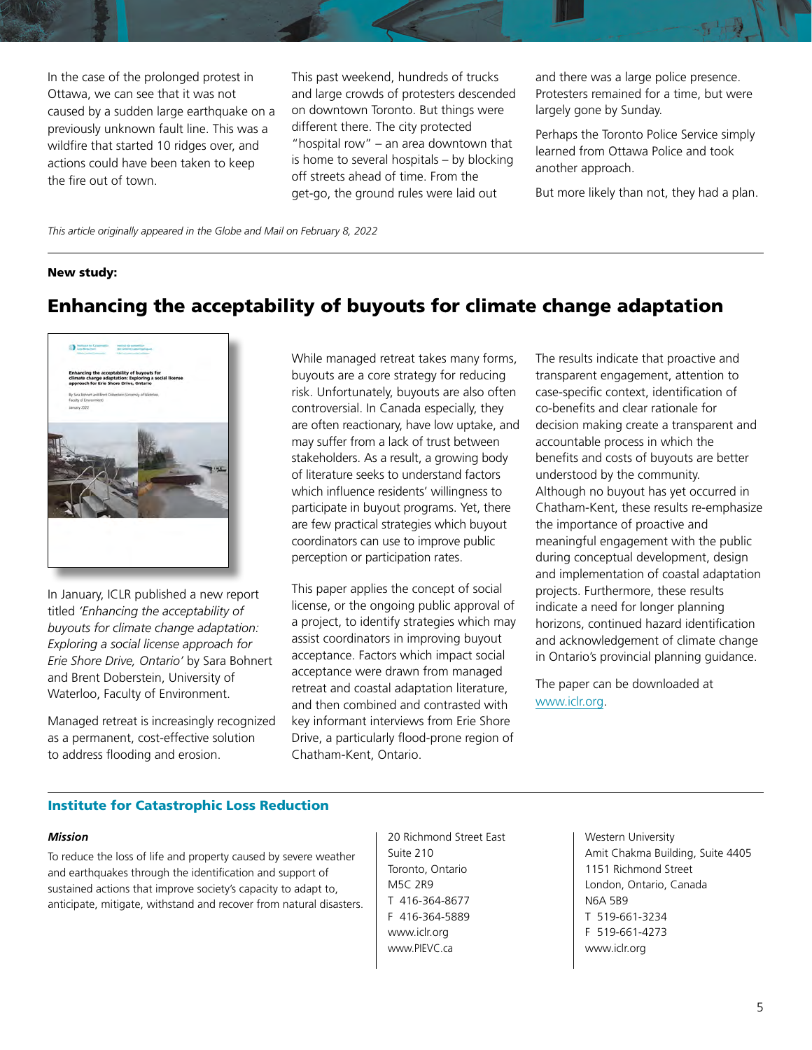In the case of the prolonged protest in Ottawa, we can see that it was not caused by a sudden large earthquake on a previously unknown fault line. This was a wildfire that started 10 ridges over, and actions could have been taken to keep the fire out of town.

This past weekend, hundreds of trucks and large crowds of protesters descended on downtown Toronto. But things were different there. The city protected "hospital row" – an area downtown that is home to several hospitals – by blocking off streets ahead of time. From the get-go, the ground rules were laid out and there was a large police presence. Protesters remained for a time, but were largely gone by Sunday.

Perhaps the Toronto Police Service simply learned from Ottawa Police and took another approach.

But more likely than not, they had a plan.

*This article originally appeared in the Globe and Mail on February 8, 2022*

---

**New study:**

## Enhancing the acceptability of buyouts for climate change adaptation

In January, ICLR published a new report titled *'Enhancing the acceptability of buyouts for climate change adaptation: Exploring a social license approach for Erie Shore Drive, Ontario'* by Sara Bohnert and Brent Doberstein, University of Waterloo, Faculty of Environment.

Managed retreat is increasingly recognized as a permanent, cost-effective solution to address flooding and erosion. While managed retreat takes many forms, buyouts are a core strategy for reducing risk. Unfortunately, buyouts are also often controversial. In Canada especially, they are often reactionary, have low uptake, and may suffer from a lack of trust between stakeholders. As a result, a growing body of literature seeks to understand factors which influence residents' willingness to participate in buyout programs. Yet, there are few practical strategies which buyout coordinators can use to improve public perception or participation rates.

This paper applies the concept of social license, or the ongoing public approval of a project, to identify strategies which may assist coordinators in improving buyout acceptance. Factors which impact social acceptance were drawn from managed retreat and coastal adaptation literature, and then combined and contrasted with key informant interviews from Erie Shore Drive, a particularly flood-prone region of Chatham-Kent, Ontario.

The results indicate that proactive and transparent engagement, attention to case-specific context, identification of co-benefits and clear rationale for decision making create a transparent and accountable process in which the benefits and costs of buyouts are better understood by the community. Although no buyout has yet occurred in Chatham-Kent, these results re-emphasize the importance of proactive and meaningful engagement with the public during conceptual development, design and implementation of coastal adaptation projects. Furthermore, these results indicate a need for longer planning horizons, continued hazard identification and acknowledgement of climate change in Ontario's provincial planning guidance.

The paper can be downloaded at www.iclr.org.

---

### Institute for Catastrophic Loss Reduction

***Mission***

To reduce the loss of life and property caused by severe weather and earthquakes through the identification and support of sustained actions that improve society's capacity to adapt to, anticipate, mitigate, withstand and recover from natural disasters.

20 Richmond Street East
Suite 210
Toronto, Ontario
M5C 2R9
T 416-364-8677
F 416-364-5889
www.iclr.org
www.PIEVC.ca

Western University
Amit Chakma Building, Suite 4405
1151 Richmond Street
London, Ontario, Canada
N6A 5B9
T 519-661-3234
F 519-661-4273
www.iclr.org